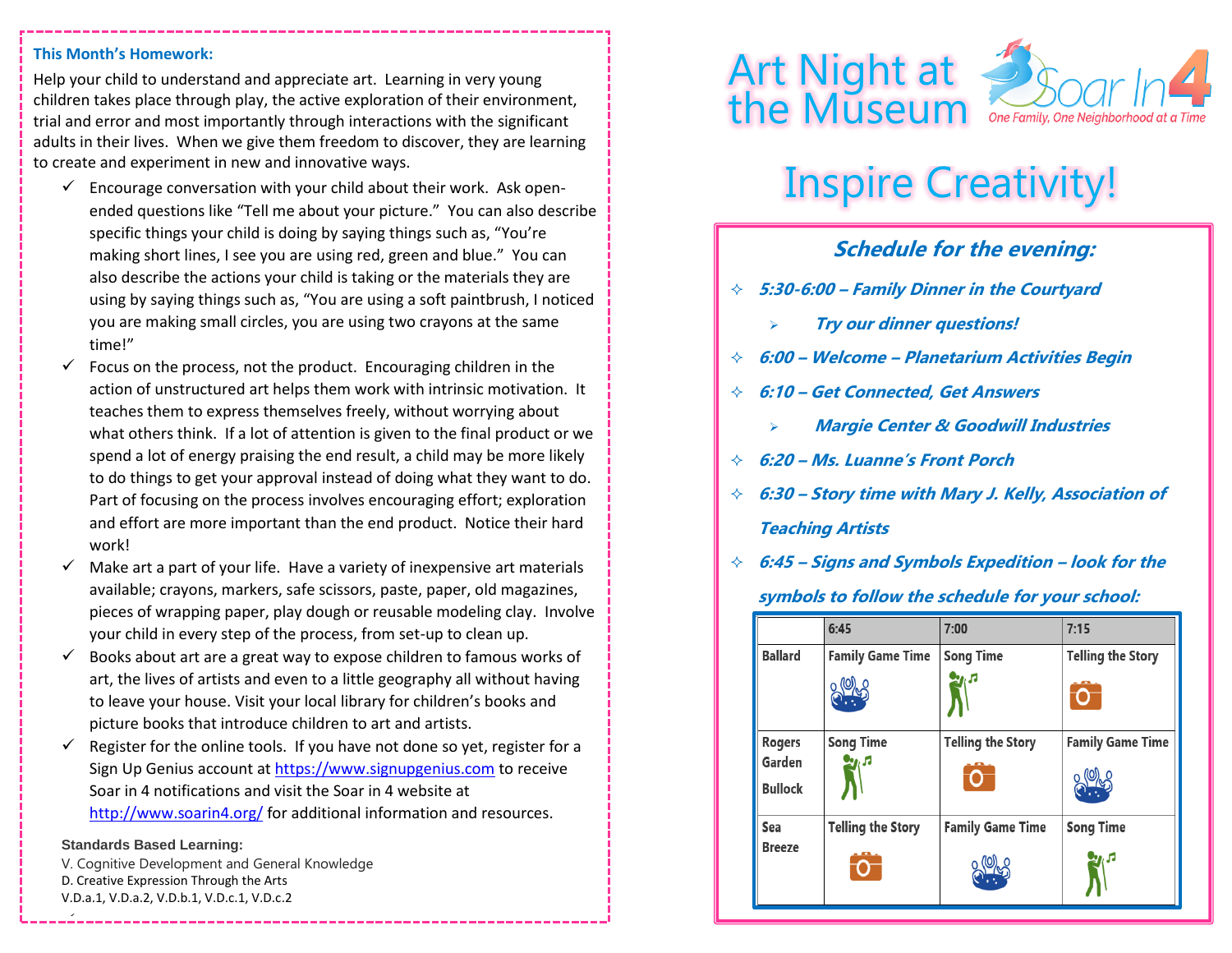**This Month's Homework:**

Help your child to understand and appreciate art. Learning in very young children takes place through play, the active exploration of their environment, trial and error and most importantly through interactions with the significant adults in their lives. When we give them freedom to discover, they are learning to create and experiment in new and innovative ways.

- ✓ Encourage conversation with your child about their work. Ask open-ended questions like "Tell me about your picture." You can also describe specific things your child is doing by saying things such as, "You're making short lines, I see you are using red, green and blue." You can also describe the actions your child is taking or the materials they are using by saying things such as, "You are using a soft paintbrush, I noticed you are making small circles, you are using two crayons at the same time!"
- ✓ Focus on the process, not the product. Encouraging children in the action of unstructured art helps them work with intrinsic motivation. It teaches them to express themselves freely, without worrying about what others think. If a lot of attention is given to the final product or we spend a lot of energy praising the end result, a child may be more likely to do things to get your approval instead of doing what they want to do. Part of focusing on the process involves encouraging effort; exploration and effort are more important than the end product. Notice their hard work!
- ✓ Make art a part of your life. Have a variety of inexpensive art materials available; crayons, markers, safe scissors, paste, paper, old magazines, pieces of wrapping paper, play dough or reusable modeling clay. Involve your child in every step of the process, from set-up to clean up.
- ✓ Books about art are a great way to expose children to famous works of art, the lives of artists and even to a little geography all without having to leave your house. Visit your local library for children's books and picture books that introduce children to art and artists.
- ✓ Register for the online tools. If you have not done so yet, register for a Sign Up Genius account at https://www.signupgenius.com to receive Soar in 4 notifications and visit the Soar in 4 website at http://www.soarin4.org/ for additional information and resources.

**Standards Based Learning:**

V. Cognitive Development and General Knowledge
D. Creative Expression Through the Arts
V.D.a.1, V.D.a.2, V.D.b.1, V.D.c.1, V.D.c.2

# Art Night at the Museum

Soar In 4 — *One Family, One Neighborhood at a Time*

# Inspire Creativity!

## *Schedule for the evening:*

- ***5:30-6:00 – Family Dinner in the Courtyard***
  - ***Try our dinner questions!***
- ***6:00 – Welcome – Planetarium Activities Begin***
- ***6:10 – Get Connected, Get Answers***
  - ***Margie Center & Goodwill Industries***
- ***6:20 – Ms. Luanne's Front Porch***
- ***6:30 – Story time with Mary J. Kelly, Association of Teaching Artists***
- ***6:45 – Signs and Symbols Expedition – look for the symbols to follow the schedule for your school:***

| | 6:45 | 7:00 | 7:15 |
|---|---|---|---|
| Ballard | Family Game Time | Song Time | Telling the Story |
| Rogers Garden Bullock | Song Time | Telling the Story | Family Game Time |
| Sea Breeze | Telling the Story | Family Game Time | Song Time |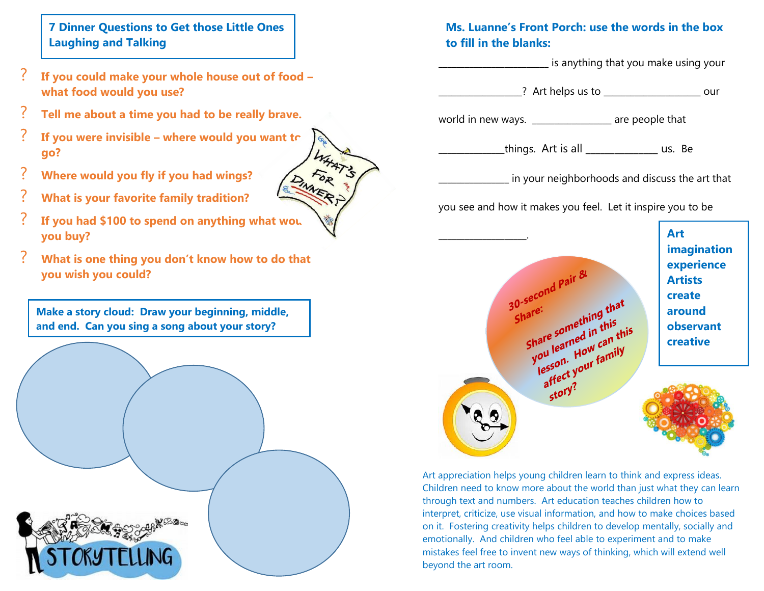**7 Dinner Questions to Get those Little Ones Laughing and Talking**

- ? **If you could make your whole house out of food – what food would you use?**
- ? **Tell me about a time you had to be really brave.**
- ? **If you were invisible – where would you want to go?**
- ? **Where would you fly if you had wings?**
- ? **What is your favorite family tradition?**
- ? **If you had $100 to spend on anything what would you buy?**
- ? **What is one thing you don't know how to do that you wish you could?**

WHAT'S FOR DINNER?

**Make a story cloud: Draw your beginning, middle, and end. Can you sing a song about your story?**

STORYTELLING

**Ms. Luanne's Front Porch: use the words in the box to fill in the blanks:**

______________________ is anything that you make using your ________________? Art helps us to ___________________ our world in new ways. _______________ are people that _____________things. Art is all ______________ us. Be ______________ in your neighborhoods and discuss the art that you see and how it makes you feel. Let it inspire you to be _________________.

**Art**
**imagination**
**experience**
**Artists**
**create**
**around**
**observant**
**creative**

**30-second Pair & Share:**
**Share something that you learned in this lesson. How can this affect your family story?**

Art appreciation helps young children learn to think and express ideas. Children need to know more about the world than just what they can learn through text and numbers. Art education teaches children how to interpret, criticize, use visual information, and how to make choices based on it. Fostering creativity helps children to develop mentally, socially and emotionally. And children who feel able to experiment and to make mistakes feel free to invent new ways of thinking, which will extend well beyond the art room.